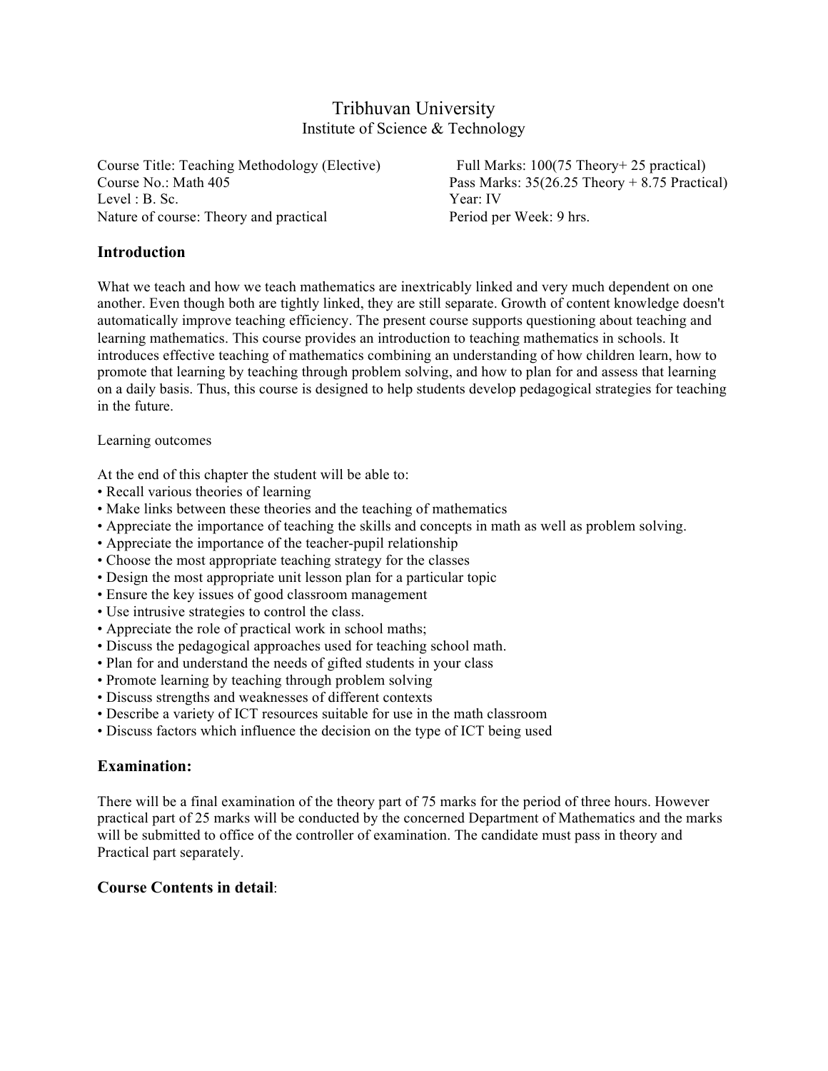# Tribhuvan University

## Institute of Science & Technology

Course Title: Teaching Methodology (Elective)
Course No.: Math 405
Level : B. Sc.
Nature of course: Theory and practical

Full Marks: 100(75 Theory+ 25 practical)
Pass Marks: 35(26.25 Theory + 8.75 Practical)
Year: IV
Period per Week: 9 hrs.

### Introduction

What we teach and how we teach mathematics are inextricably linked and very much dependent on one another. Even though both are tightly linked, they are still separate. Growth of content knowledge doesn't automatically improve teaching efficiency. The present course supports questioning about teaching and learning mathematics. This course provides an introduction to teaching mathematics in schools. It introduces effective teaching of mathematics combining an understanding of how children learn, how to promote that learning by teaching through problem solving, and how to plan for and assess that learning on a daily basis. Thus, this course is designed to help students develop pedagogical strategies for teaching in the future.

Learning outcomes

At the end of this chapter the student will be able to:

- Recall various theories of learning
- Make links between these theories and the teaching of mathematics
- Appreciate the importance of teaching the skills and concepts in math as well as problem solving.
- Appreciate the importance of the teacher-pupil relationship
- Choose the most appropriate teaching strategy for the classes
- Design the most appropriate unit lesson plan for a particular topic
- Ensure the key issues of good classroom management
- Use intrusive strategies to control the class.
- Appreciate the role of practical work in school maths;
- Discuss the pedagogical approaches used for teaching school math.
- Plan for and understand the needs of gifted students in your class
- Promote learning by teaching through problem solving
- Discuss strengths and weaknesses of different contexts
- Describe a variety of ICT resources suitable for use in the math classroom
- Discuss factors which influence the decision on the type of ICT being used

### Examination:

There will be a final examination of the theory part of 75 marks for the period of three hours. However practical part of 25 marks will be conducted by the concerned Department of Mathematics and the marks will be submitted to office of the controller of examination. The candidate must pass in theory and Practical part separately.

### **Course Contents in detail**: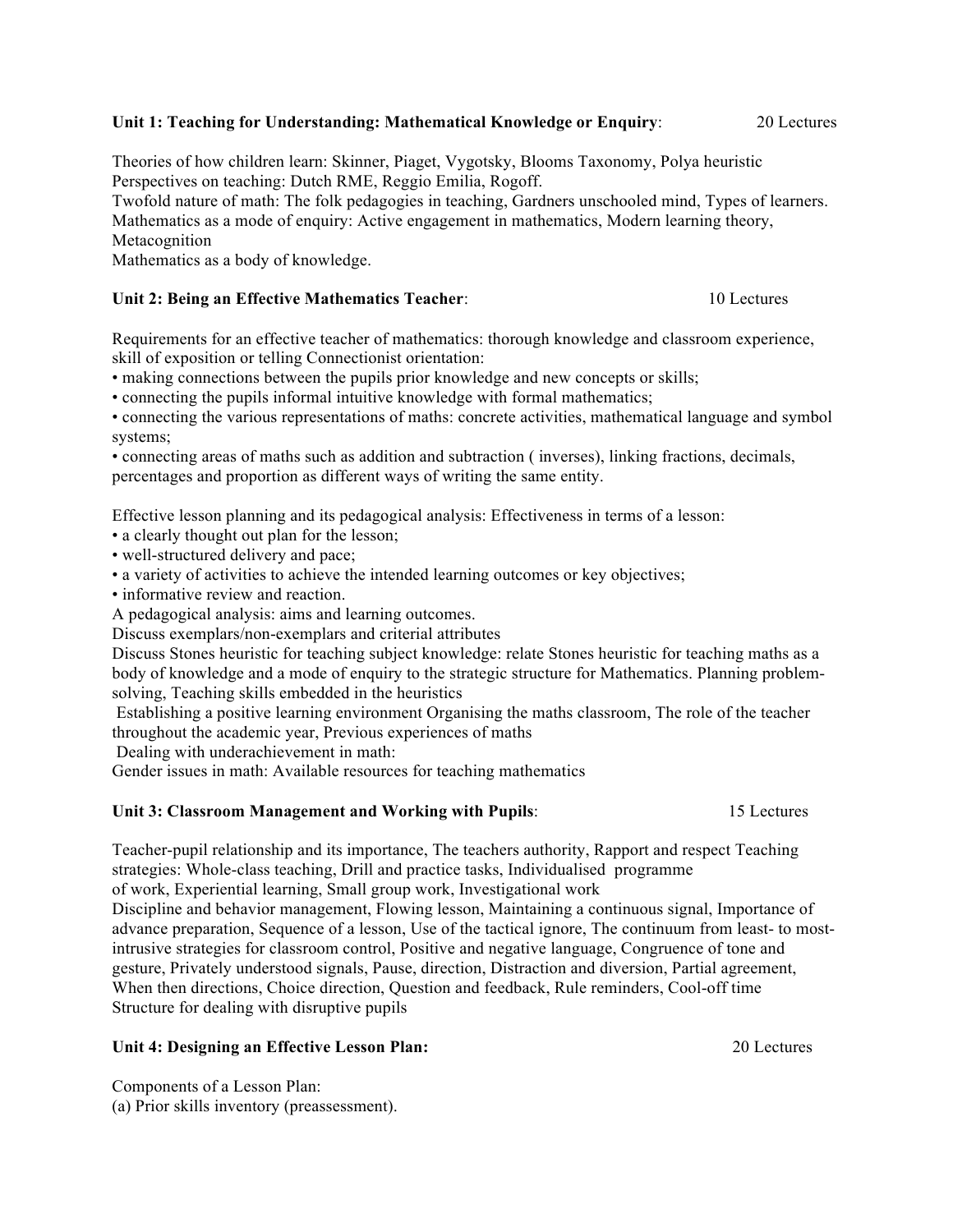**Unit 1: Teaching for Understanding: Mathematical Knowledge or Enquiry**: 20 Lectures

Theories of how children learn: Skinner, Piaget, Vygotsky, Blooms Taxonomy, Polya heuristic
Perspectives on teaching: Dutch RME, Reggio Emilia, Rogoff.
Twofold nature of math: The folk pedagogies in teaching, Gardners unschooled mind, Types of learners.
Mathematics as a mode of enquiry: Active engagement in mathematics, Modern learning theory, Metacognition
Mathematics as a body of knowledge.

**Unit 2: Being an Effective Mathematics Teacher**: 10 Lectures

Requirements for an effective teacher of mathematics: thorough knowledge and classroom experience, skill of exposition or telling Connectionist orientation:

- making connections between the pupils prior knowledge and new concepts or skills;
- connecting the pupils informal intuitive knowledge with formal mathematics;
- connecting the various representations of maths: concrete activities, mathematical language and symbol systems;
- connecting areas of maths such as addition and subtraction ( inverses), linking fractions, decimals, percentages and proportion as different ways of writing the same entity.

Effective lesson planning and its pedagogical analysis: Effectiveness in terms of a lesson:

- a clearly thought out plan for the lesson;
- well-structured delivery and pace;
- a variety of activities to achieve the intended learning outcomes or key objectives;
- informative review and reaction.

A pedagogical analysis: aims and learning outcomes.
Discuss exemplars/non-exemplars and criterial attributes
Discuss Stones heuristic for teaching subject knowledge: relate Stones heuristic for teaching maths as a body of knowledge and a mode of enquiry to the strategic structure for Mathematics. Planning problem-solving, Teaching skills embedded in the heuristics
Establishing a positive learning environment Organising the maths classroom, The role of the teacher throughout the academic year, Previous experiences of maths
Dealing with underachievement in math:
Gender issues in math: Available resources for teaching mathematics

**Unit 3: Classroom Management and Working with Pupils**: 15 Lectures

Teacher-pupil relationship and its importance, The teachers authority, Rapport and respect Teaching strategies: Whole-class teaching, Drill and practice tasks, Individualised programme of work, Experiential learning, Small group work, Investigational work
Discipline and behavior management, Flowing lesson, Maintaining a continuous signal, Importance of advance preparation, Sequence of a lesson, Use of the tactical ignore, The continuum from least- to most-intrusive strategies for classroom control, Positive and negative language, Congruence of tone and gesture, Privately understood signals, Pause, direction, Distraction and diversion, Partial agreement, When then directions, Choice direction, Question and feedback, Rule reminders, Cool-off time
Structure for dealing with disruptive pupils

**Unit 4: Designing an Effective Lesson Plan:** 20 Lectures

Components of a Lesson Plan:
(a) Prior skills inventory (preassessment).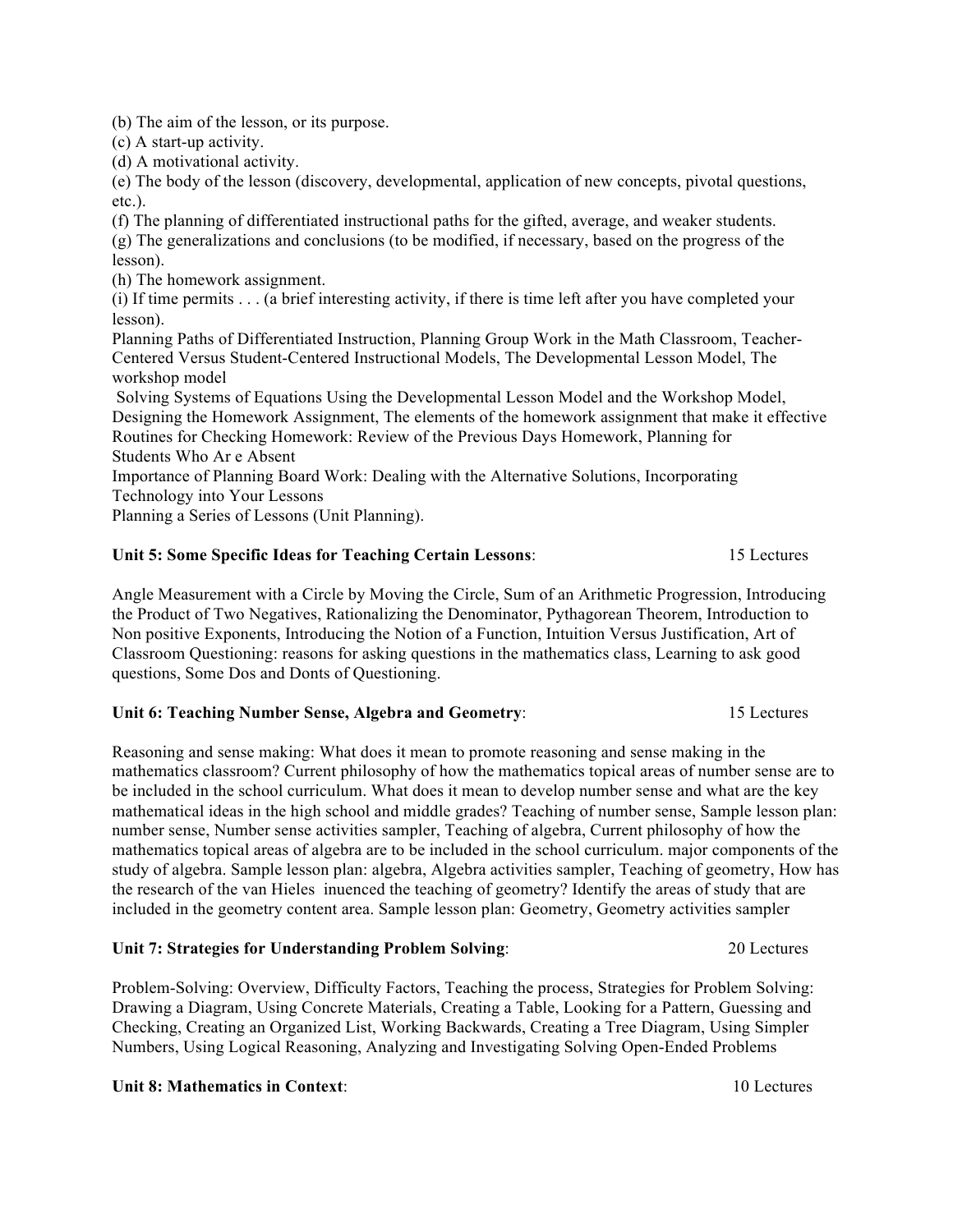(b) The aim of the lesson, or its purpose.
(c) A start-up activity.
(d) A motivational activity.
(e) The body of the lesson (discovery, developmental, application of new concepts, pivotal questions, etc.).
(f) The planning of differentiated instructional paths for the gifted, average, and weaker students.
(g) The generalizations and conclusions (to be modified, if necessary, based on the progress of the lesson).
(h) The homework assignment.
(i) If time permits . . . (a brief interesting activity, if there is time left after you have completed your lesson).

Planning Paths of Differentiated Instruction, Planning Group Work in the Math Classroom, Teacher-Centered Versus Student-Centered Instructional Models, The Developmental Lesson Model, The workshop model

Solving Systems of Equations Using the Developmental Lesson Model and the Workshop Model, Designing the Homework Assignment, The elements of the homework assignment that make it effective Routines for Checking Homework: Review of the Previous Days Homework, Planning for Students Who Ar e Absent

Importance of Planning Board Work: Dealing with the Alternative Solutions, Incorporating Technology into Your Lessons

Planning a Series of Lessons (Unit Planning).

**Unit 5: Some Specific Ideas for Teaching Certain Lessons**: 15 Lectures

Angle Measurement with a Circle by Moving the Circle, Sum of an Arithmetic Progression, Introducing the Product of Two Negatives, Rationalizing the Denominator, Pythagorean Theorem, Introduction to Non positive Exponents, Introducing the Notion of a Function, Intuition Versus Justification, Art of Classroom Questioning: reasons for asking questions in the mathematics class, Learning to ask good questions, Some Dos and Donts of Questioning.

**Unit 6: Teaching Number Sense, Algebra and Geometry**: 15 Lectures

Reasoning and sense making: What does it mean to promote reasoning and sense making in the mathematics classroom? Current philosophy of how the mathematics topical areas of number sense are to be included in the school curriculum. What does it mean to develop number sense and what are the key mathematical ideas in the high school and middle grades? Teaching of number sense, Sample lesson plan: number sense, Number sense activities sampler, Teaching of algebra, Current philosophy of how the mathematics topical areas of algebra are to be included in the school curriculum. major components of the study of algebra. Sample lesson plan: algebra, Algebra activities sampler, Teaching of geometry, How has the research of the van Hieles inuenced the teaching of geometry? Identify the areas of study that are included in the geometry content area. Sample lesson plan: Geometry, Geometry activities sampler

**Unit 7: Strategies for Understanding Problem Solving**: 20 Lectures

Problem-Solving: Overview, Difficulty Factors, Teaching the process, Strategies for Problem Solving: Drawing a Diagram, Using Concrete Materials, Creating a Table, Looking for a Pattern, Guessing and Checking, Creating an Organized List, Working Backwards, Creating a Tree Diagram, Using Simpler Numbers, Using Logical Reasoning, Analyzing and Investigating Solving Open-Ended Problems

**Unit 8: Mathematics in Context**: 10 Lectures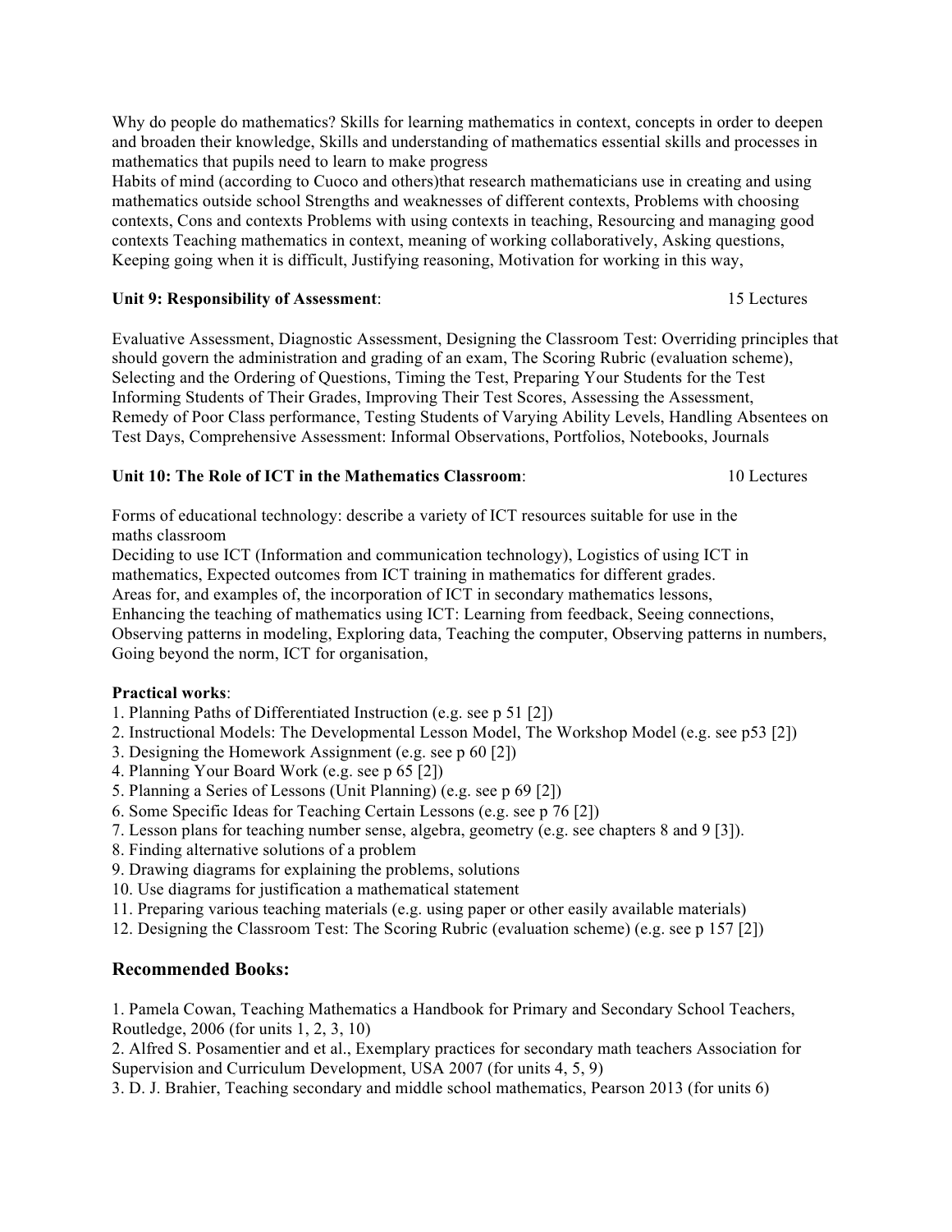Why do people do mathematics? Skills for learning mathematics in context, concepts in order to deepen and broaden their knowledge, Skills and understanding of mathematics essential skills and processes in mathematics that pupils need to learn to make progress
Habits of mind (according to Cuoco and others)that research mathematicians use in creating and using mathematics outside school Strengths and weaknesses of different contexts, Problems with choosing contexts, Cons and contexts Problems with using contexts in teaching, Resourcing and managing good contexts Teaching mathematics in context, meaning of working collaboratively, Asking questions, Keeping going when it is difficult, Justifying reasoning, Motivation for working in this way,

**Unit 9: Responsibility of Assessment**: 15 Lectures

Evaluative Assessment, Diagnostic Assessment, Designing the Classroom Test: Overriding principles that should govern the administration and grading of an exam, The Scoring Rubric (evaluation scheme), Selecting and the Ordering of Questions, Timing the Test, Preparing Your Students for the Test Informing Students of Their Grades, Improving Their Test Scores, Assessing the Assessment, Remedy of Poor Class performance, Testing Students of Varying Ability Levels, Handling Absentees on Test Days, Comprehensive Assessment: Informal Observations, Portfolios, Notebooks, Journals

**Unit 10: The Role of ICT in the Mathematics Classroom**: 10 Lectures

Forms of educational technology: describe a variety of ICT resources suitable for use in the maths classroom
Deciding to use ICT (Information and communication technology), Logistics of using ICT in mathematics, Expected outcomes from ICT training in mathematics for different grades.
Areas for, and examples of, the incorporation of ICT in secondary mathematics lessons,
Enhancing the teaching of mathematics using ICT: Learning from feedback, Seeing connections, Observing patterns in modeling, Exploring data, Teaching the computer, Observing patterns in numbers, Going beyond the norm, ICT for organisation,

**Practical works**:

1. Planning Paths of Differentiated Instruction (e.g. see p 51 [2])
2. Instructional Models: The Developmental Lesson Model, The Workshop Model (e.g. see p53 [2])
3. Designing the Homework Assignment (e.g. see p 60 [2])
4. Planning Your Board Work (e.g. see p 65 [2])
5. Planning a Series of Lessons (Unit Planning) (e.g. see p 69 [2])
6. Some Specific Ideas for Teaching Certain Lessons (e.g. see p 76 [2])
7. Lesson plans for teaching number sense, algebra, geometry (e.g. see chapters 8 and 9 [3]).
8. Finding alternative solutions of a problem
9. Drawing diagrams for explaining the problems, solutions
10. Use diagrams for justification a mathematical statement
11. Preparing various teaching materials (e.g. using paper or other easily available materials)
12. Designing the Classroom Test: The Scoring Rubric (evaluation scheme) (e.g. see p 157 [2])

## Recommended Books:

1. Pamela Cowan, Teaching Mathematics a Handbook for Primary and Secondary School Teachers, Routledge, 2006 (for units 1, 2, 3, 10)
2. Alfred S. Posamentier and et al., Exemplary practices for secondary math teachers Association for Supervision and Curriculum Development, USA 2007 (for units 4, 5, 9)
3. D. J. Brahier, Teaching secondary and middle school mathematics, Pearson 2013 (for units 6)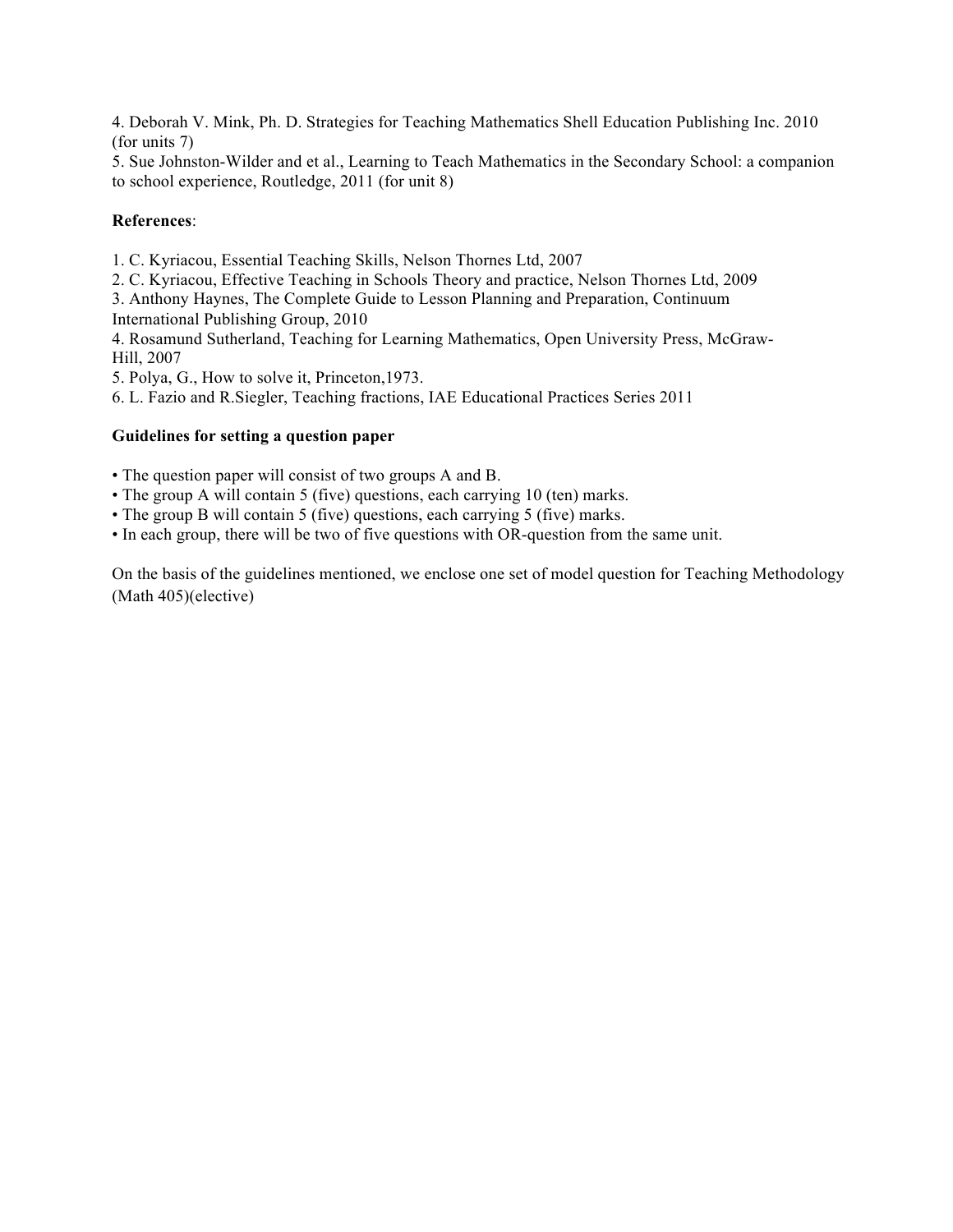4. Deborah V. Mink, Ph. D. Strategies for Teaching Mathematics Shell Education Publishing Inc. 2010 (for units 7)
5. Sue Johnston-Wilder and et al., Learning to Teach Mathematics in the Secondary School: a companion to school experience, Routledge, 2011 (for unit 8)

**References**:

1. C. Kyriacou, Essential Teaching Skills, Nelson Thornes Ltd, 2007
2. C. Kyriacou, Effective Teaching in Schools Theory and practice, Nelson Thornes Ltd, 2009
3. Anthony Haynes, The Complete Guide to Lesson Planning and Preparation, Continuum International Publishing Group, 2010
4. Rosamund Sutherland, Teaching for Learning Mathematics, Open University Press, McGraw-Hill, 2007
5. Polya, G., How to solve it, Princeton,1973.
6. L. Fazio and R.Siegler, Teaching fractions, IAE Educational Practices Series 2011

**Guidelines for setting a question paper**

- The question paper will consist of two groups A and B.
- The group A will contain 5 (five) questions, each carrying 10 (ten) marks.
- The group B will contain 5 (five) questions, each carrying 5 (five) marks.
- In each group, there will be two of five questions with OR-question from the same unit.

On the basis of the guidelines mentioned, we enclose one set of model question for Teaching Methodology (Math 405)(elective)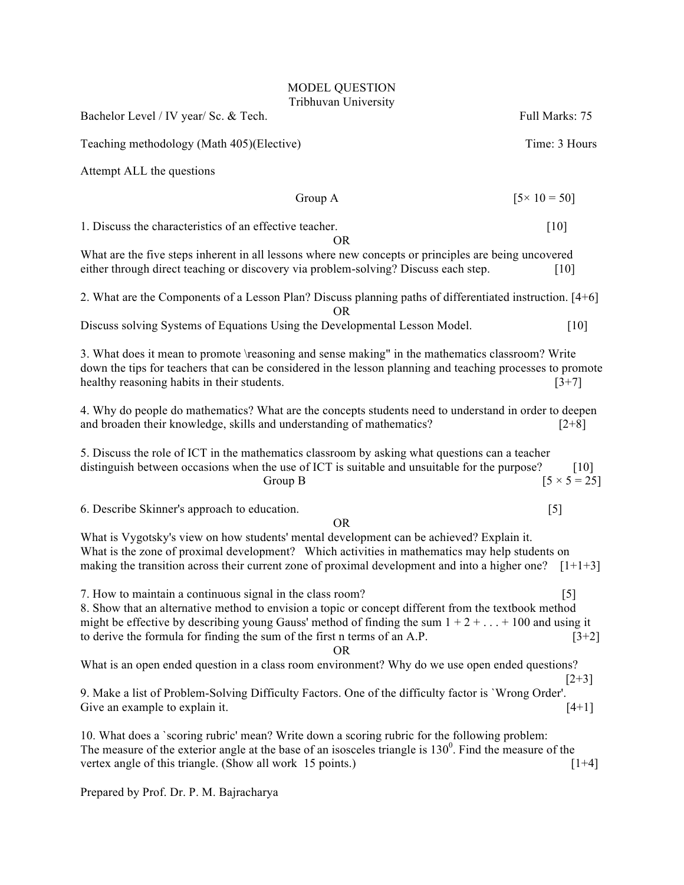# MODEL QUESTION

## Tribhuvan University

Bachelor Level / IV year/ Sc. & Tech. Full Marks: 75

Teaching methodology (Math 405)(Elective) Time: 3 Hours

Attempt ALL the questions

### Group A [5× 10 = 50]

1. Discuss the characteristics of an effective teacher. [10]

OR

What are the five steps inherent in all lessons where new concepts or principles are being uncovered either through direct teaching or discovery via problem-solving? Discuss each step. [10]

2. What are the Components of a Lesson Plan? Discuss planning paths of differentiated instruction. [4+6]

OR

Discuss solving Systems of Equations Using the Developmental Lesson Model. [10]

3. What does it mean to promote \reasoning and sense making" in the mathematics classroom? Write down the tips for teachers that can be considered in the lesson planning and teaching processes to promote healthy reasoning habits in their students. [3+7]

4. Why do people do mathematics? What are the concepts students need to understand in order to deepen and broaden their knowledge, skills and understanding of mathematics? [2+8]

5. Discuss the role of ICT in the mathematics classroom by asking what questions can a teacher distinguish between occasions when the use of ICT is suitable and unsuitable for the purpose? [10]

### Group B [5 × 5 = 25]

6. Describe Skinner's approach to education. [5]

OR

What is Vygotsky's view on how students' mental development can be achieved? Explain it. What is the zone of proximal development? Which activities in mathematics may help students on making the transition across their current zone of proximal development and into a higher one? [1+1+3]

7. How to maintain a continuous signal in the class room? [5]

8. Show that an alternative method to envision a topic or concept different from the textbook method might be effective by describing young Gauss' method of finding the sum $1 + 2 + \ldots + 100$ and using it to derive the formula for finding the sum of the first n terms of an A.P. [3+2]

OR

What is an open ended question in a class room environment? Why do we use open ended questions? [2+3]

9. Make a list of Problem-Solving Difficulty Factors. One of the difficulty factor is `Wrong Order'. Give an example to explain it. [4+1]

10. What does a `scoring rubric' mean? Write down a scoring rubric for the following problem: The measure of the exterior angle at the base of an isosceles triangle is $130^0$. Find the measure of the vertex angle of this triangle. (Show all work 15 points.) [1+4]

Prepared by Prof. Dr. P. M. Bajracharya